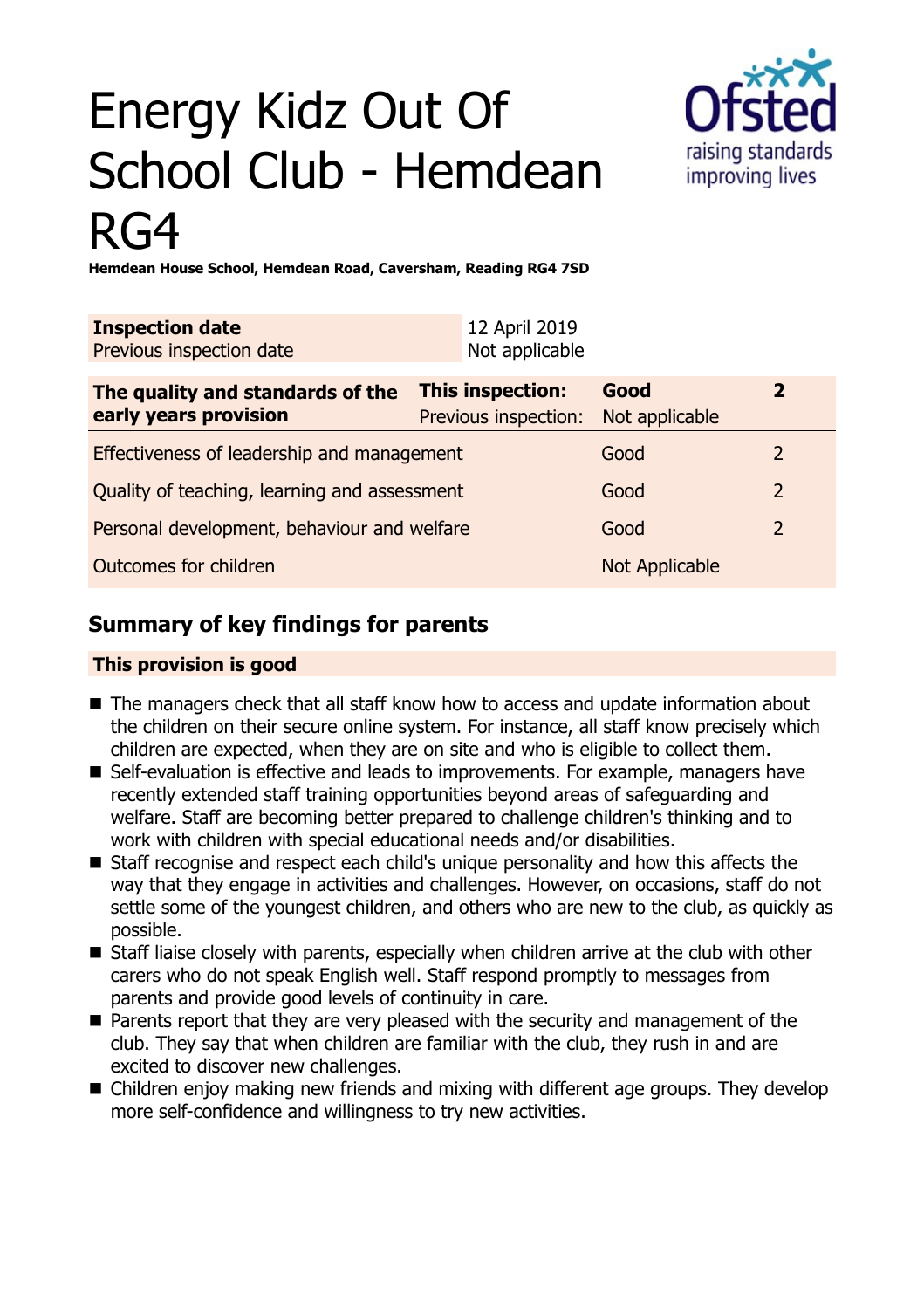# Energy Kidz Out Of School Club - Hemdean RG4

**Hemdean House School, Hemdean Road, Caversham, Reading RG4 7SD**

| **Inspection date** | 12 April 2019 |
| --- | --- |
| Previous inspection date | Not applicable |

| **The quality and standards of the early years provision** | **This inspection:** | **Good** | **2** |
| --- | --- | --- | --- |
| | Previous inspection: | Not applicable | |
| Effectiveness of leadership and management | | Good | 2 |
| Quality of teaching, learning and assessment | | Good | 2 |
| Personal development, behaviour and welfare | | Good | 2 |
| Outcomes for children | | Not Applicable | |

## Summary of key findings for parents

### This provision is good

- The managers check that all staff know how to access and update information about the children on their secure online system. For instance, all staff know precisely which children are expected, when they are on site and who is eligible to collect them.
- Self-evaluation is effective and leads to improvements. For example, managers have recently extended staff training opportunities beyond areas of safeguarding and welfare. Staff are becoming better prepared to challenge children's thinking and to work with children with special educational needs and/or disabilities.
- Staff recognise and respect each child's unique personality and how this affects the way that they engage in activities and challenges. However, on occasions, staff do not settle some of the youngest children, and others who are new to the club, as quickly as possible.
- Staff liaise closely with parents, especially when children arrive at the club with other carers who do not speak English well. Staff respond promptly to messages from parents and provide good levels of continuity in care.
- Parents report that they are very pleased with the security and management of the club. They say that when children are familiar with the club, they rush in and are excited to discover new challenges.
- Children enjoy making new friends and mixing with different age groups. They develop more self-confidence and willingness to try new activities.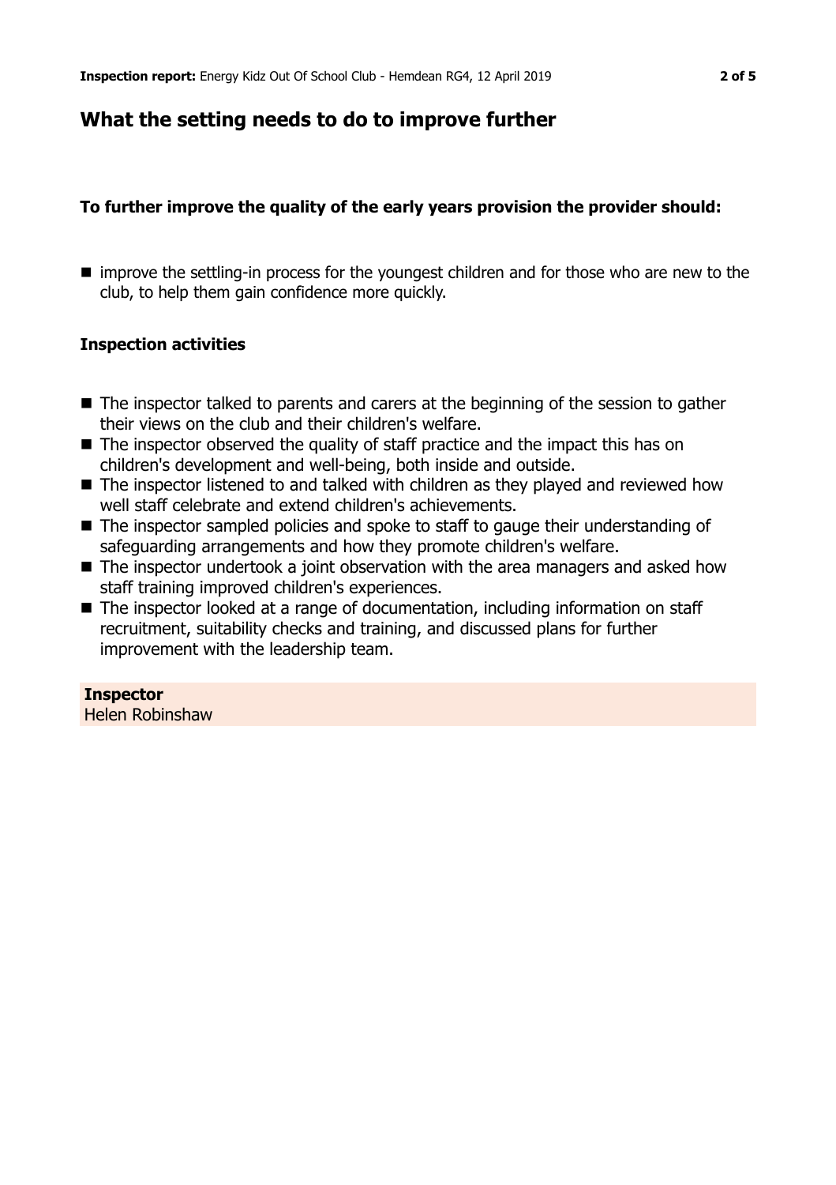## What the setting needs to do to improve further

**To further improve the quality of the early years provision the provider should:**

- improve the settling-in process for the youngest children and for those who are new to the club, to help them gain confidence more quickly.

**Inspection activities**

- The inspector talked to parents and carers at the beginning of the session to gather their views on the club and their children's welfare.
- The inspector observed the quality of staff practice and the impact this has on children's development and well-being, both inside and outside.
- The inspector listened to and talked with children as they played and reviewed how well staff celebrate and extend children's achievements.
- The inspector sampled policies and spoke to staff to gauge their understanding of safeguarding arrangements and how they promote children's welfare.
- The inspector undertook a joint observation with the area managers and asked how staff training improved children's experiences.
- The inspector looked at a range of documentation, including information on staff recruitment, suitability checks and training, and discussed plans for further improvement with the leadership team.

**Inspector**
Helen Robinshaw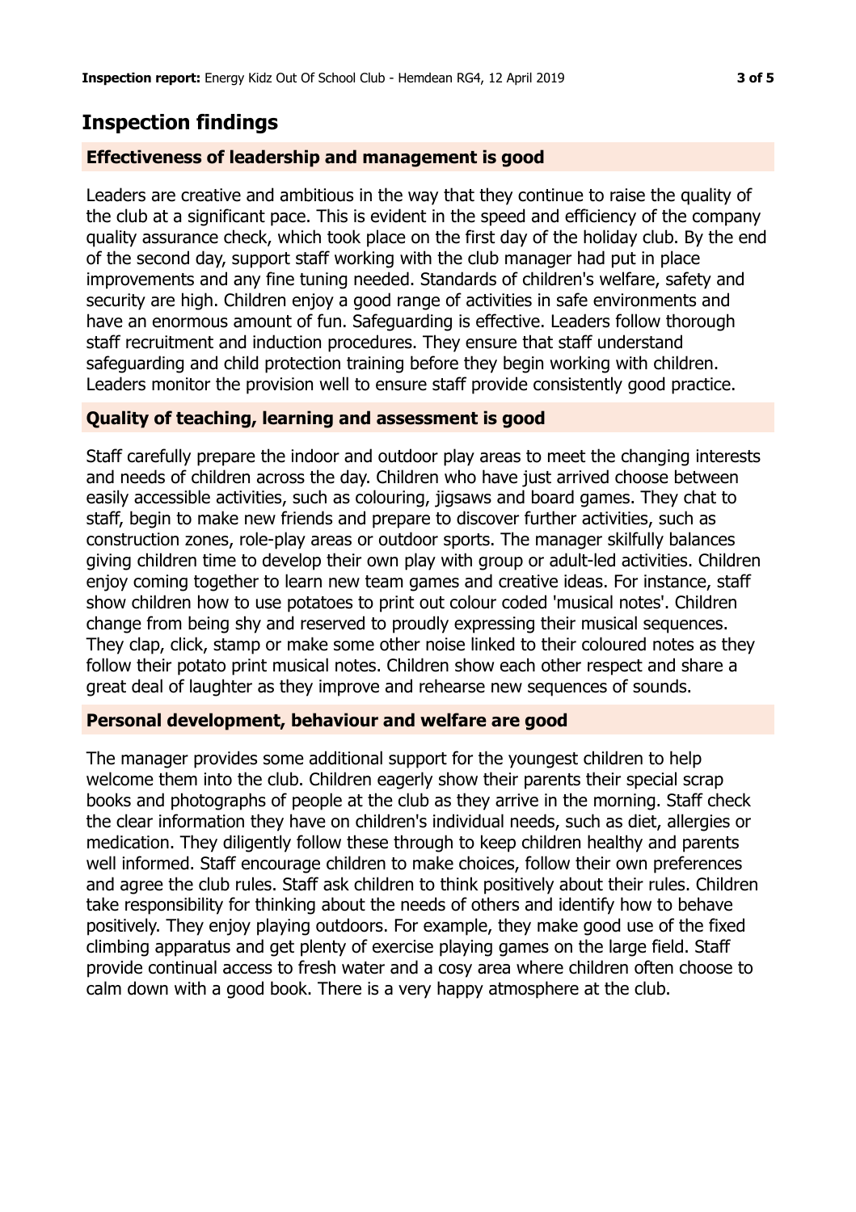## Inspection findings

### Effectiveness of leadership and management is good

Leaders are creative and ambitious in the way that they continue to raise the quality of the club at a significant pace. This is evident in the speed and efficiency of the company quality assurance check, which took place on the first day of the holiday club. By the end of the second day, support staff working with the club manager had put in place improvements and any fine tuning needed. Standards of children's welfare, safety and security are high. Children enjoy a good range of activities in safe environments and have an enormous amount of fun. Safeguarding is effective. Leaders follow thorough staff recruitment and induction procedures. They ensure that staff understand safeguarding and child protection training before they begin working with children. Leaders monitor the provision well to ensure staff provide consistently good practice.

### Quality of teaching, learning and assessment is good

Staff carefully prepare the indoor and outdoor play areas to meet the changing interests and needs of children across the day. Children who have just arrived choose between easily accessible activities, such as colouring, jigsaws and board games. They chat to staff, begin to make new friends and prepare to discover further activities, such as construction zones, role-play areas or outdoor sports. The manager skilfully balances giving children time to develop their own play with group or adult-led activities. Children enjoy coming together to learn new team games and creative ideas. For instance, staff show children how to use potatoes to print out colour coded 'musical notes'. Children change from being shy and reserved to proudly expressing their musical sequences. They clap, click, stamp or make some other noise linked to their coloured notes as they follow their potato print musical notes. Children show each other respect and share a great deal of laughter as they improve and rehearse new sequences of sounds.

### Personal development, behaviour and welfare are good

The manager provides some additional support for the youngest children to help welcome them into the club. Children eagerly show their parents their special scrap books and photographs of people at the club as they arrive in the morning. Staff check the clear information they have on children's individual needs, such as diet, allergies or medication. They diligently follow these through to keep children healthy and parents well informed. Staff encourage children to make choices, follow their own preferences and agree the club rules. Staff ask children to think positively about their rules. Children take responsibility for thinking about the needs of others and identify how to behave positively. They enjoy playing outdoors. For example, they make good use of the fixed climbing apparatus and get plenty of exercise playing games on the large field. Staff provide continual access to fresh water and a cosy area where children often choose to calm down with a good book. There is a very happy atmosphere at the club.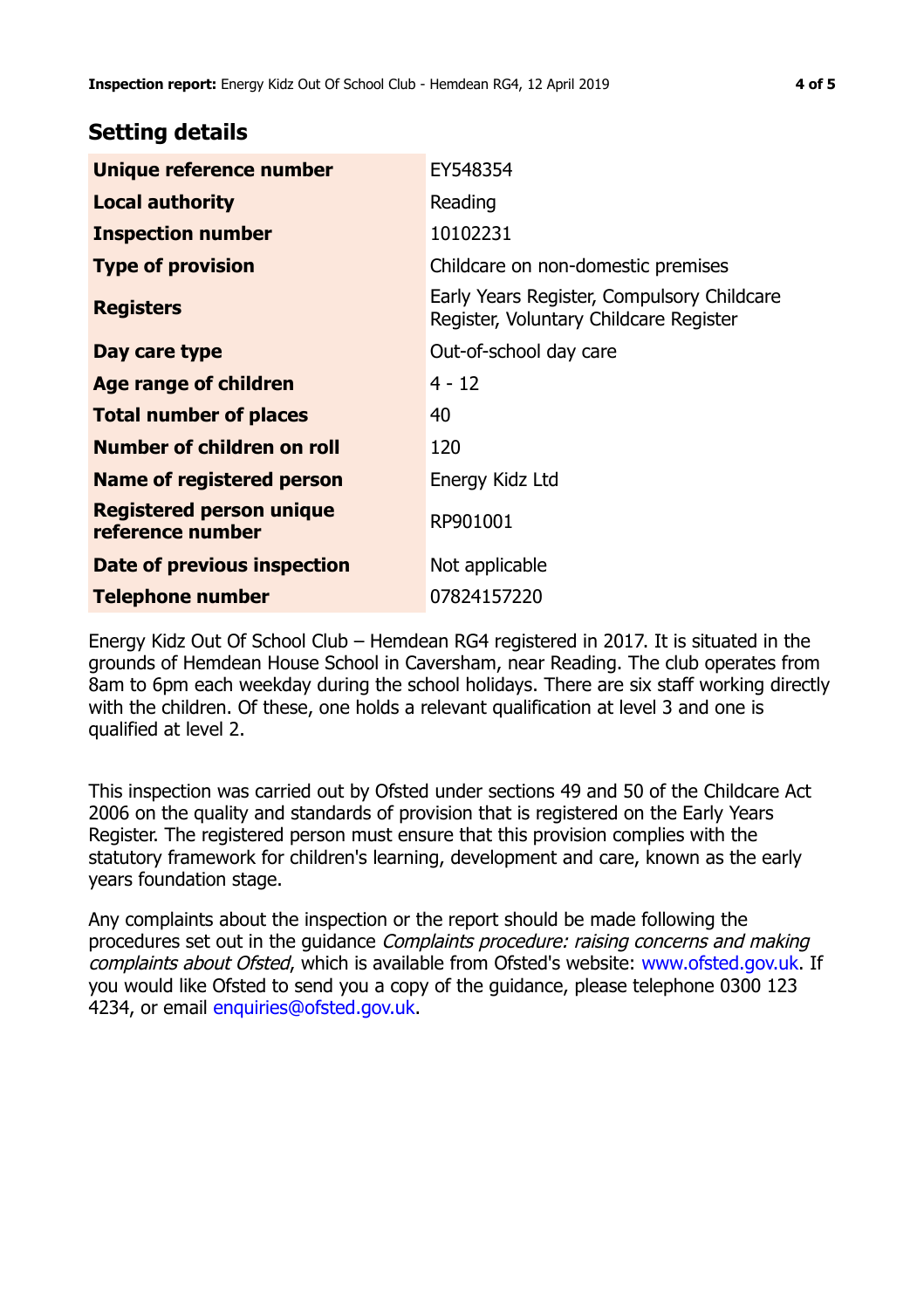## Setting details

| | |
|---|---|
| **Unique reference number** | EY548354 |
| **Local authority** | Reading |
| **Inspection number** | 10102231 |
| **Type of provision** | Childcare on non-domestic premises |
| **Registers** | Early Years Register, Compulsory Childcare Register, Voluntary Childcare Register |
| **Day care type** | Out-of-school day care |
| **Age range of children** | 4 - 12 |
| **Total number of places** | 40 |
| **Number of children on roll** | 120 |
| **Name of registered person** | Energy Kidz Ltd |
| **Registered person unique reference number** | RP901001 |
| **Date of previous inspection** | Not applicable |
| **Telephone number** | 07824157220 |

Energy Kidz Out Of School Club – Hemdean RG4 registered in 2017. It is situated in the grounds of Hemdean House School in Caversham, near Reading. The club operates from 8am to 6pm each weekday during the school holidays. There are six staff working directly with the children. Of these, one holds a relevant qualification at level 3 and one is qualified at level 2.

This inspection was carried out by Ofsted under sections 49 and 50 of the Childcare Act 2006 on the quality and standards of provision that is registered on the Early Years Register. The registered person must ensure that this provision complies with the statutory framework for children's learning, development and care, known as the early years foundation stage.

Any complaints about the inspection or the report should be made following the procedures set out in the guidance *Complaints procedure: raising concerns and making complaints about Ofsted*, which is available from Ofsted's website: www.ofsted.gov.uk. If you would like Ofsted to send you a copy of the guidance, please telephone 0300 123 4234, or email enquiries@ofsted.gov.uk.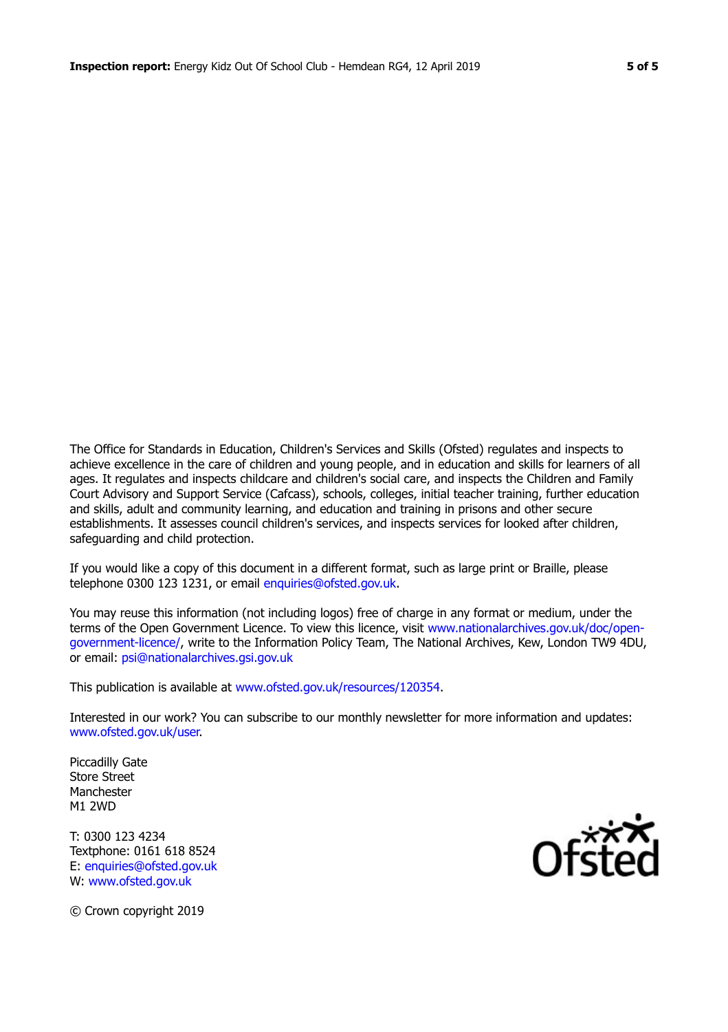The Office for Standards in Education, Children's Services and Skills (Ofsted) regulates and inspects to achieve excellence in the care of children and young people, and in education and skills for learners of all ages. It regulates and inspects childcare and children's social care, and inspects the Children and Family Court Advisory and Support Service (Cafcass), schools, colleges, initial teacher training, further education and skills, adult and community learning, and education and training in prisons and other secure establishments. It assesses council children's services, and inspects services for looked after children, safeguarding and child protection.

If you would like a copy of this document in a different format, such as large print or Braille, please telephone 0300 123 1231, or email enquiries@ofsted.gov.uk.

You may reuse this information (not including logos) free of charge in any format or medium, under the terms of the Open Government Licence. To view this licence, visit www.nationalarchives.gov.uk/doc/open-government-licence/, write to the Information Policy Team, The National Archives, Kew, London TW9 4DU, or email: psi@nationalarchives.gsi.gov.uk

This publication is available at www.ofsted.gov.uk/resources/120354.

Interested in our work? You can subscribe to our monthly newsletter for more information and updates: www.ofsted.gov.uk/user.

Piccadilly Gate
Store Street
Manchester
M1 2WD

T: 0300 123 4234
Textphone: 0161 618 8524
E: enquiries@ofsted.gov.uk
W: www.ofsted.gov.uk

© Crown copyright 2019